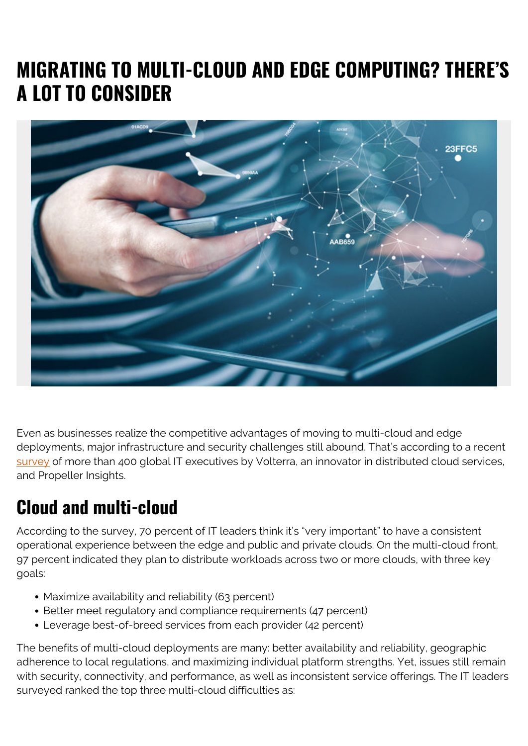# MIGRATING TO MULTI-CLOUD AND EDGE COMPUTING? THERE'S A LOT TO CONSIDER

Even as businesses realize the competitive advantages of moving to multi-cloud and edge deployments, major infrastructure and security challenges still abound. That's according to a recent survey of more than 400 global IT executives by Volterra, an innovator in distributed cloud services, and Propeller Insights.

## Cloud and multi-cloud

According to the survey, 70 percent of IT leaders think it's "very important" to have a consistent operational experience between the edge and public and private clouds. On the multi-cloud front, 97 percent indicated they plan to distribute workloads across two or more clouds, with three key goals:

- Maximize availability and reliability (63 percent)
- Better meet regulatory and compliance requirements (47 percent)
- Leverage best-of-breed services from each provider (42 percent)

The benefits of multi-cloud deployments are many: better availability and reliability, geographic adherence to local regulations, and maximizing individual platform strengths. Yet, issues still remain with security, connectivity, and performance, as well as inconsistent service offerings. The IT leaders surveyed ranked the top three multi-cloud difficulties as: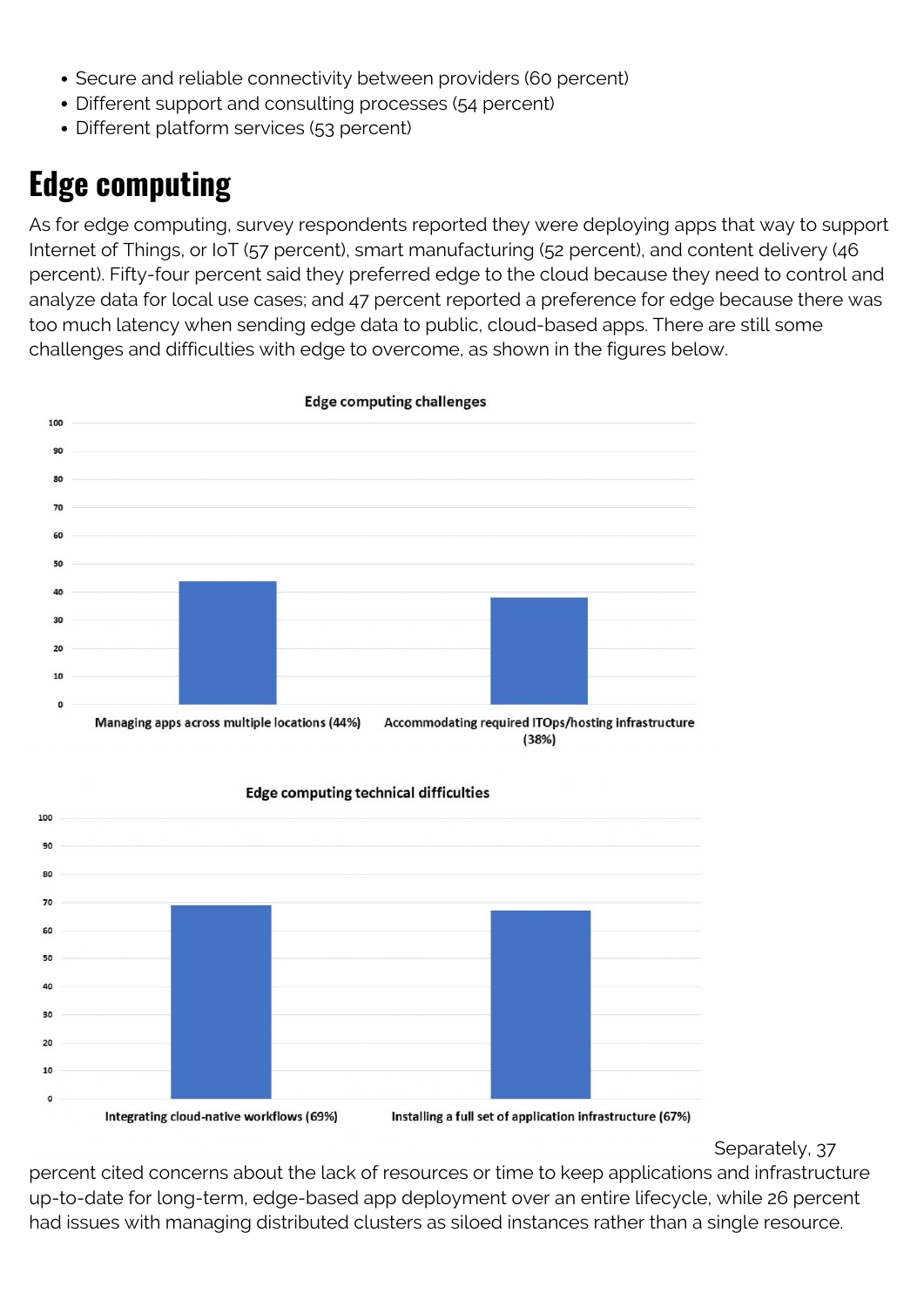- Secure and reliable connectivity between providers (60 percent)
- Different support and consulting processes (54 percent)
- Different platform services (53 percent)

## Edge computing

As for edge computing, survey respondents reported they were deploying apps that way to support Internet of Things, or IoT (57 percent), smart manufacturing (52 percent), and content delivery (46 percent). Fifty-four percent said they preferred edge to the cloud because they need to control and analyze data for local use cases; and 47 percent reported a preference for edge because there was too much latency when sending edge data to public, cloud-based apps. There are still some challenges and difficulties with edge to overcome, as shown in the figures below.

**Edge computing challenges**

- Managing apps across multiple locations (44%)
- Accommodating required ITOps/hosting infrastructure (38%)

**Edge computing technical difficulties**

- Integrating cloud-native workflows (69%)
- Installing a full set of application infrastructure (67%)

Separately, 37 percent cited concerns about the lack of resources or time to keep applications and infrastructure up-to-date for long-term, edge-based app deployment over an entire lifecycle, while 26 percent had issues with managing distributed clusters as siloed instances rather than a single resource.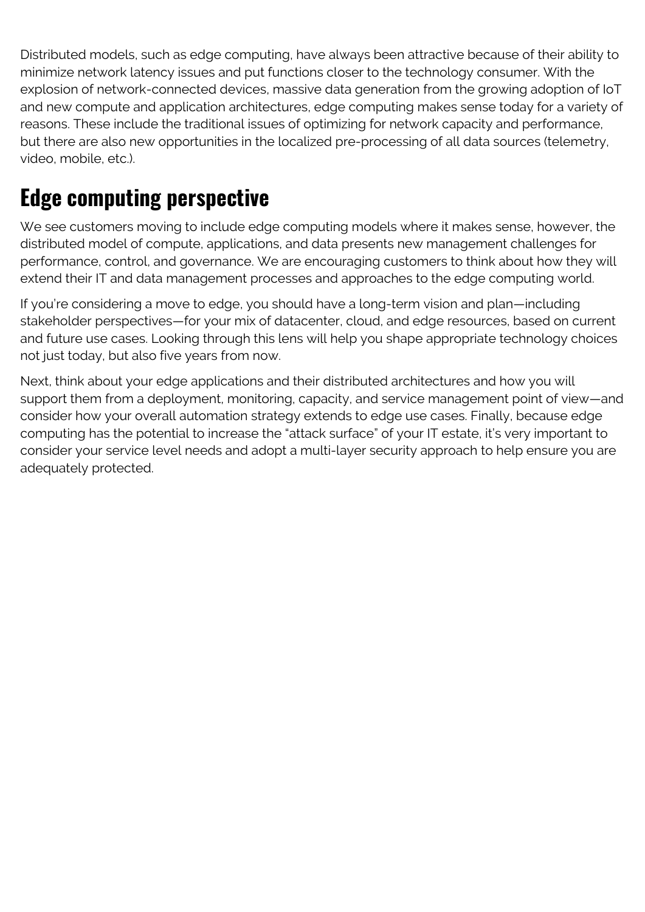Distributed models, such as edge computing, have always been attractive because of their ability to minimize network latency issues and put functions closer to the technology consumer. With the explosion of network-connected devices, massive data generation from the growing adoption of IoT and new compute and application architectures, edge computing makes sense today for a variety of reasons. These include the traditional issues of optimizing for network capacity and performance, but there are also new opportunities in the localized pre-processing of all data sources (telemetry, video, mobile, etc.).

## Edge computing perspective

We see customers moving to include edge computing models where it makes sense, however, the distributed model of compute, applications, and data presents new management challenges for performance, control, and governance. We are encouraging customers to think about how they will extend their IT and data management processes and approaches to the edge computing world.

If you're considering a move to edge, you should have a long-term vision and plan—including stakeholder perspectives—for your mix of datacenter, cloud, and edge resources, based on current and future use cases. Looking through this lens will help you shape appropriate technology choices not just today, but also five years from now.

Next, think about your edge applications and their distributed architectures and how you will support them from a deployment, monitoring, capacity, and service management point of view—and consider how your overall automation strategy extends to edge use cases. Finally, because edge computing has the potential to increase the "attack surface" of your IT estate, it's very important to consider your service level needs and adopt a multi-layer security approach to help ensure you are adequately protected.